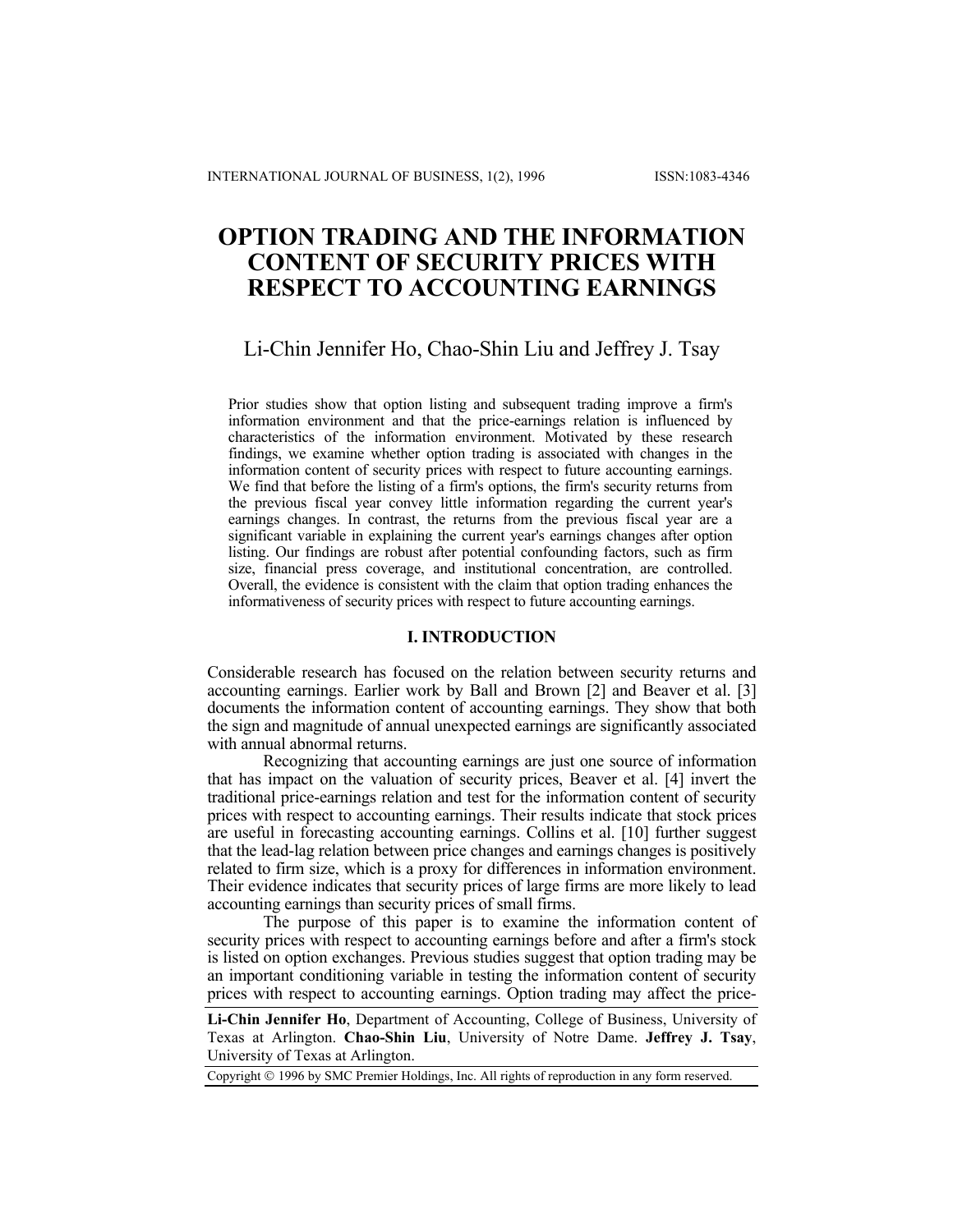# OPTION TRADING AND THE INFORMATION CONTENT OF SECURITY PRICES WITH RESPECT TO ACCOUNTING EARNINGS

Li-Chin Jennifer Ho, Chao-Shin Liu and Jeffrey J. Tsay

Prior studies show that option listing and subsequent trading improve a firm's information environment and that the price-earnings relation is influenced by characteristics of the information environment. Motivated by these research findings, we examine whether option trading is associated with changes in the information content of security prices with respect to future accounting earnings. We find that before the listing of a firm's options, the firm's security returns from the previous fiscal year convey little information regarding the current year's earnings changes. In contrast, the returns from the previous fiscal year are a significant variable in explaining the current year's earnings changes after option listing. Our findings are robust after potential confounding factors, such as firm size, financial press coverage, and institutional concentration, are controlled. Overall, the evidence is consistent with the claim that option trading enhances the informativeness of security prices with respect to future accounting earnings.

## I. INTRODUCTION

Considerable research has focused on the relation between security returns and accounting earnings. Earlier work by Ball and Brown [2] and Beaver et al. [3] documents the information content of accounting earnings. They show that both the sign and magnitude of annual unexpected earnings are significantly associated with annual abnormal returns.

Recognizing that accounting earnings are just one source of information that has impact on the valuation of security prices, Beaver et al. [4] invert the traditional price-earnings relation and test for the information content of security prices with respect to accounting earnings. Their results indicate that stock prices are useful in forecasting accounting earnings. Collins et al. [10] further suggest that the lead-lag relation between price changes and earnings changes is positively related to firm size, which is a proxy for differences in information environment. Their evidence indicates that security prices of large firms are more likely to lead accounting earnings than security prices of small firms.

The purpose of this paper is to examine the information content of security prices with respect to accounting earnings before and after a firm's stock is listed on option exchanges. Previous studies suggest that option trading may be an important conditioning variable in testing the information content of security prices with respect to accounting earnings. Option trading may affect the price-

**Li-Chin Jennifer Ho**, Department of Accounting, College of Business, University of Texas at Arlington. **Chao-Shin Liu**, University of Notre Dame. **Jeffrey J. Tsay**, University of Texas at Arlington.

Copyright © 1996 by SMC Premier Holdings, Inc. All rights of reproduction in any form reserved.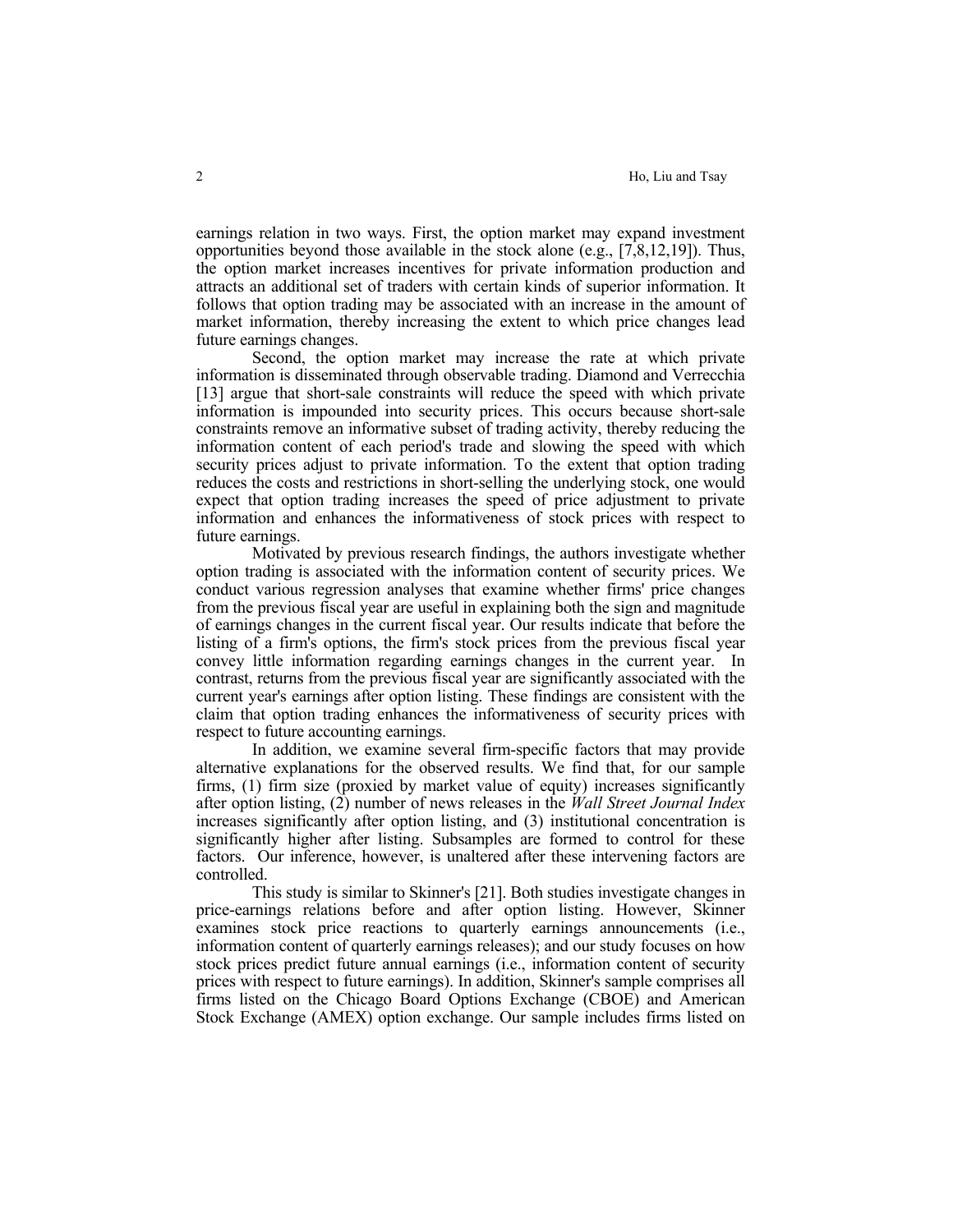earnings relation in two ways. First, the option market may expand investment opportunities beyond those available in the stock alone (e.g., [7,8,12,19]). Thus, the option market increases incentives for private information production and attracts an additional set of traders with certain kinds of superior information. It follows that option trading may be associated with an increase in the amount of market information, thereby increasing the extent to which price changes lead future earnings changes.

Second, the option market may increase the rate at which private information is disseminated through observable trading. Diamond and Verrecchia [13] argue that short-sale constraints will reduce the speed with which private information is impounded into security prices. This occurs because short-sale constraints remove an informative subset of trading activity, thereby reducing the information content of each period's trade and slowing the speed with which security prices adjust to private information. To the extent that option trading reduces the costs and restrictions in short-selling the underlying stock, one would expect that option trading increases the speed of price adjustment to private information and enhances the informativeness of stock prices with respect to future earnings.

Motivated by previous research findings, the authors investigate whether option trading is associated with the information content of security prices. We conduct various regression analyses that examine whether firms' price changes from the previous fiscal year are useful in explaining both the sign and magnitude of earnings changes in the current fiscal year. Our results indicate that before the listing of a firm's options, the firm's stock prices from the previous fiscal year convey little information regarding earnings changes in the current year. In contrast, returns from the previous fiscal year are significantly associated with the current year's earnings after option listing. These findings are consistent with the claim that option trading enhances the informativeness of security prices with respect to future accounting earnings.

In addition, we examine several firm-specific factors that may provide alternative explanations for the observed results. We find that, for our sample firms, (1) firm size (proxied by market value of equity) increases significantly after option listing, (2) number of news releases in the *Wall Street Journal Index* increases significantly after option listing, and (3) institutional concentration is significantly higher after listing. Subsamples are formed to control for these factors. Our inference, however, is unaltered after these intervening factors are controlled.

This study is similar to Skinner's [21]. Both studies investigate changes in price-earnings relations before and after option listing. However, Skinner examines stock price reactions to quarterly earnings announcements (i.e., information content of quarterly earnings releases); and our study focuses on how stock prices predict future annual earnings (i.e., information content of security prices with respect to future earnings). In addition, Skinner's sample comprises all firms listed on the Chicago Board Options Exchange (CBOE) and American Stock Exchange (AMEX) option exchange. Our sample includes firms listed on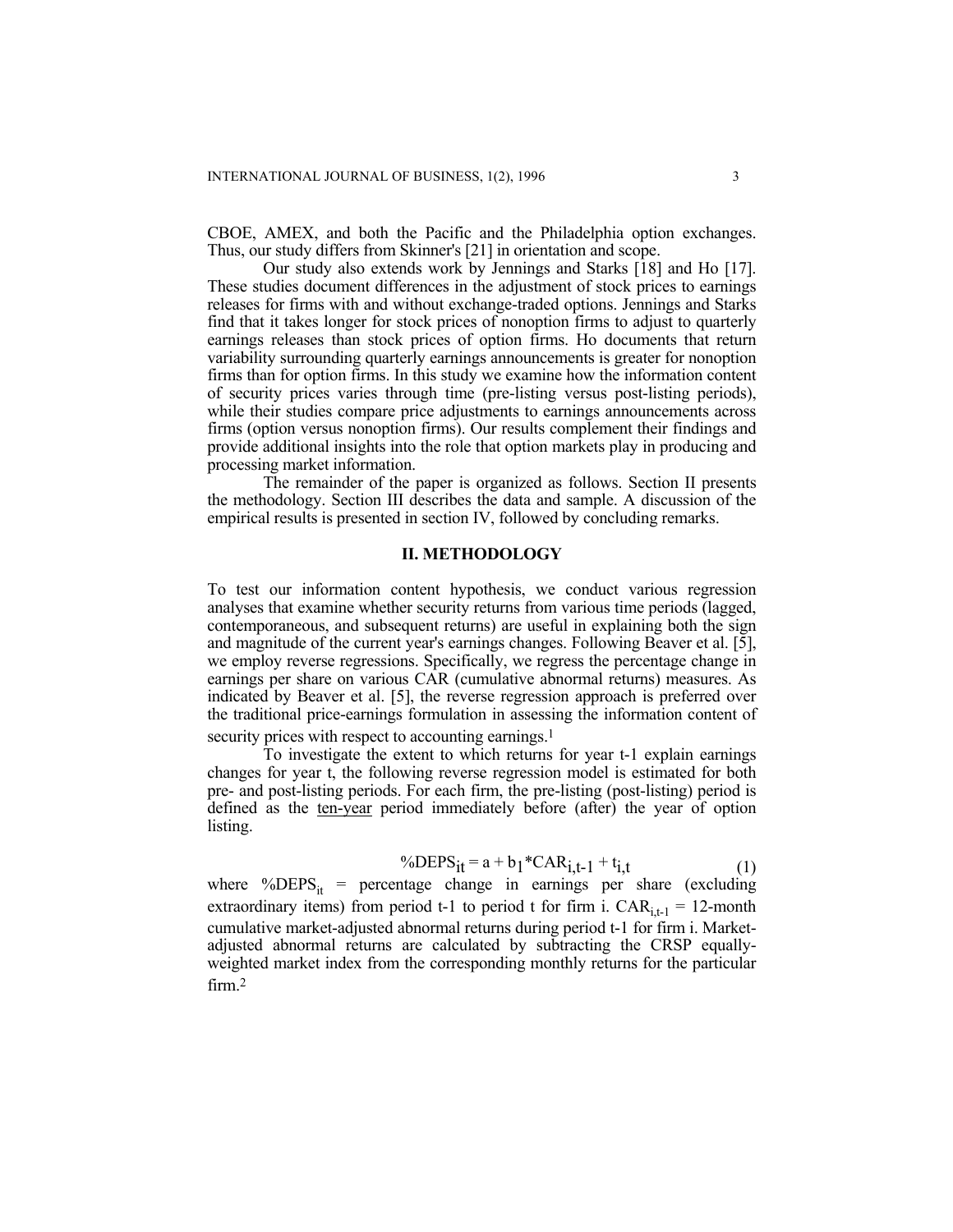CBOE, AMEX, and both the Pacific and the Philadelphia option exchanges. Thus, our study differs from Skinner's [21] in orientation and scope.

Our study also extends work by Jennings and Starks [18] and Ho [17]. These studies document differences in the adjustment of stock prices to earnings releases for firms with and without exchange-traded options. Jennings and Starks find that it takes longer for stock prices of nonoption firms to adjust to quarterly earnings releases than stock prices of option firms. Ho documents that return variability surrounding quarterly earnings announcements is greater for nonoption firms than for option firms. In this study we examine how the information content of security prices varies through time (pre-listing versus post-listing periods), while their studies compare price adjustments to earnings announcements across firms (option versus nonoption firms). Our results complement their findings and provide additional insights into the role that option markets play in producing and processing market information.

The remainder of the paper is organized as follows. Section II presents the methodology. Section III describes the data and sample. A discussion of the empirical results is presented in section IV, followed by concluding remarks.

## II. METHODOLOGY

To test our information content hypothesis, we conduct various regression analyses that examine whether security returns from various time periods (lagged, contemporaneous, and subsequent returns) are useful in explaining both the sign and magnitude of the current year's earnings changes. Following Beaver et al. [5], we employ reverse regressions. Specifically, we regress the percentage change in earnings per share on various CAR (cumulative abnormal returns) measures. As indicated by Beaver et al. [5], the reverse regression approach is preferred over the traditional price-earnings formulation in assessing the information content of security prices with respect to accounting earnings.[1]

To investigate the extent to which returns for year t-1 explain earnings changes for year t, the following reverse regression model is estimated for both pre- and post-listing periods. For each firm, the pre-listing (post-listing) period is defined as the <u>ten-year</u> period immediately before (after) the year of option listing.

$$\%DEPS_{it} = a + b_1 * CAR_{i,t-1} + t_{i,t} \tag{1}$$

where $\%DEPS_{it}$ = percentage change in earnings per share (excluding extraordinary items) from period t-1 to period t for firm i. $CAR_{i,t-1}$ = 12-month cumulative market-adjusted abnormal returns during period t-1 for firm i. Market-adjusted abnormal returns are calculated by subtracting the CRSP equally-weighted market index from the corresponding monthly returns for the particular firm.[2]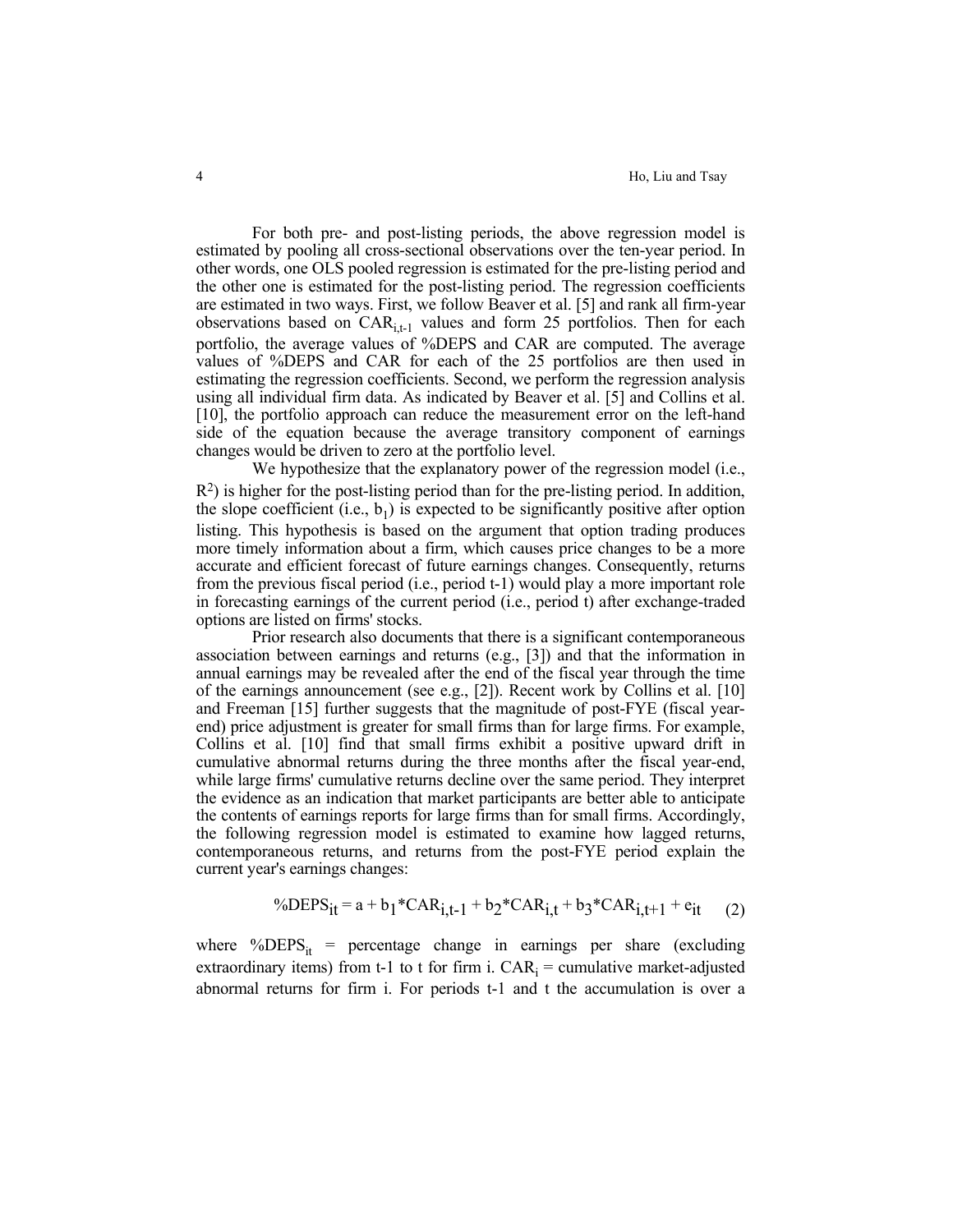For both pre- and post-listing periods, the above regression model is estimated by pooling all cross-sectional observations over the ten-year period. In other words, one OLS pooled regression is estimated for the pre-listing period and the other one is estimated for the post-listing period. The regression coefficients are estimated in two ways. First, we follow Beaver et al. [5] and rank all firm-year observations based on $CAR_{i,t-1}$ values and form 25 portfolios. Then for each portfolio, the average values of %DEPS and CAR are computed. The average values of %DEPS and CAR for each of the 25 portfolios are then used in estimating the regression coefficients. Second, we perform the regression analysis using all individual firm data. As indicated by Beaver et al. [5] and Collins et al. [10], the portfolio approach can reduce the measurement error on the left-hand side of the equation because the average transitory component of earnings changes would be driven to zero at the portfolio level.

We hypothesize that the explanatory power of the regression model (i.e., $R^2$) is higher for the post-listing period than for the pre-listing period. In addition, the slope coefficient (i.e., $b_1$) is expected to be significantly positive after option listing. This hypothesis is based on the argument that option trading produces more timely information about a firm, which causes price changes to be a more accurate and efficient forecast of future earnings changes. Consequently, returns from the previous fiscal period (i.e., period t-1) would play a more important role in forecasting earnings of the current period (i.e., period t) after exchange-traded options are listed on firms' stocks.

Prior research also documents that there is a significant contemporaneous association between earnings and returns (e.g., [3]) and that the information in annual earnings may be revealed after the end of the fiscal year through the time of the earnings announcement (see e.g., [2]). Recent work by Collins et al. [10] and Freeman [15] further suggests that the magnitude of post-FYE (fiscal year-end) price adjustment is greater for small firms than for large firms. For example, Collins et al. [10] find that small firms exhibit a positive upward drift in cumulative abnormal returns during the three months after the fiscal year-end, while large firms' cumulative returns decline over the same period. They interpret the evidence as an indication that market participants are better able to anticipate the contents of earnings reports for large firms than for small firms. Accordingly, the following regression model is estimated to examine how lagged returns, contemporaneous returns, and returns from the post-FYE period explain the current year's earnings changes:

$$\%DEPS_{it} = a + b_1 * CAR_{i,t-1} + b_2 * CAR_{i,t} + b_3 * CAR_{i,t+1} + e_{it} \quad (2)$$

where $\%DEPS_{it}$ = percentage change in earnings per share (excluding extraordinary items) from t-1 to t for firm i. $CAR_i$ = cumulative market-adjusted abnormal returns for firm i. For periods t-1 and t the accumulation is over a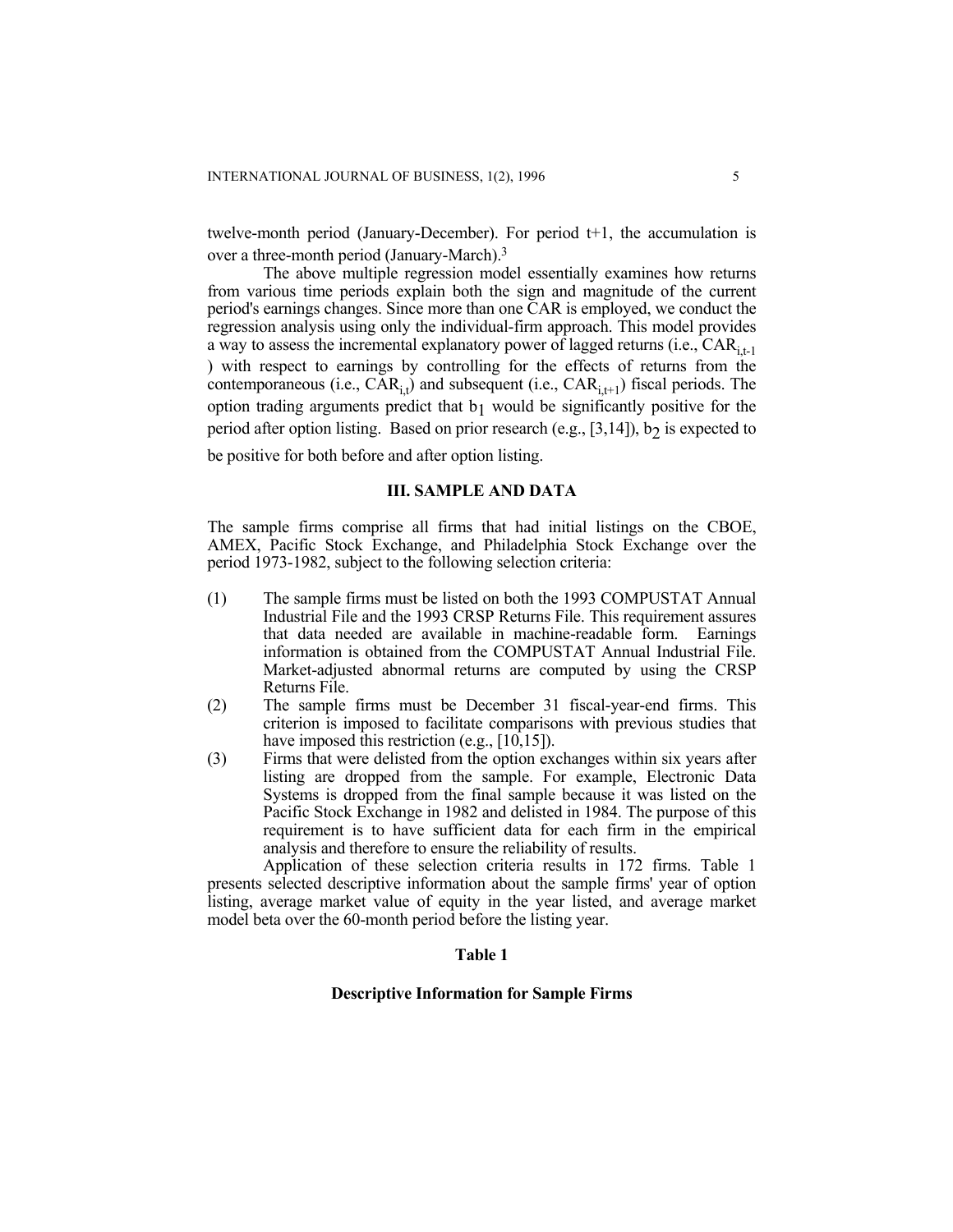twelve-month period (January-December). For period t+1, the accumulation is over a three-month period (January-March).[3]

The above multiple regression model essentially examines how returns from various time periods explain both the sign and magnitude of the current period's earnings changes. Since more than one CAR is employed, we conduct the regression analysis using only the individual-firm approach. This model provides a way to assess the incremental explanatory power of lagged returns (i.e., $CAR_{i,t-1}$) with respect to earnings by controlling for the effects of returns from the contemporaneous (i.e., $CAR_{i,t}$) and subsequent (i.e., $CAR_{i,t+1}$) fiscal periods. The option trading arguments predict that $b_1$ would be significantly positive for the period after option listing. Based on prior research (e.g., [3,14]), $b_2$ is expected to be positive for both before and after option listing.

## III. SAMPLE AND DATA

The sample firms comprise all firms that had initial listings on the CBOE, AMEX, Pacific Stock Exchange, and Philadelphia Stock Exchange over the period 1973-1982, subject to the following selection criteria:

(1) The sample firms must be listed on both the 1993 COMPUSTAT Annual Industrial File and the 1993 CRSP Returns File. This requirement assures that data needed are available in machine-readable form. Earnings information is obtained from the COMPUSTAT Annual Industrial File. Market-adjusted abnormal returns are computed by using the CRSP Returns File.

(2) The sample firms must be December 31 fiscal-year-end firms. This criterion is imposed to facilitate comparisons with previous studies that have imposed this restriction (e.g., [10,15]).

(3) Firms that were delisted from the option exchanges within six years after listing are dropped from the sample. For example, Electronic Data Systems is dropped from the final sample because it was listed on the Pacific Stock Exchange in 1982 and delisted in 1984. The purpose of this requirement is to have sufficient data for each firm in the empirical analysis and therefore to ensure the reliability of results.

Application of these selection criteria results in 172 firms. Table 1 presents selected descriptive information about the sample firms' year of option listing, average market value of equity in the year listed, and average market model beta over the 60-month period before the listing year.

**Table 1**

**Descriptive Information for Sample Firms**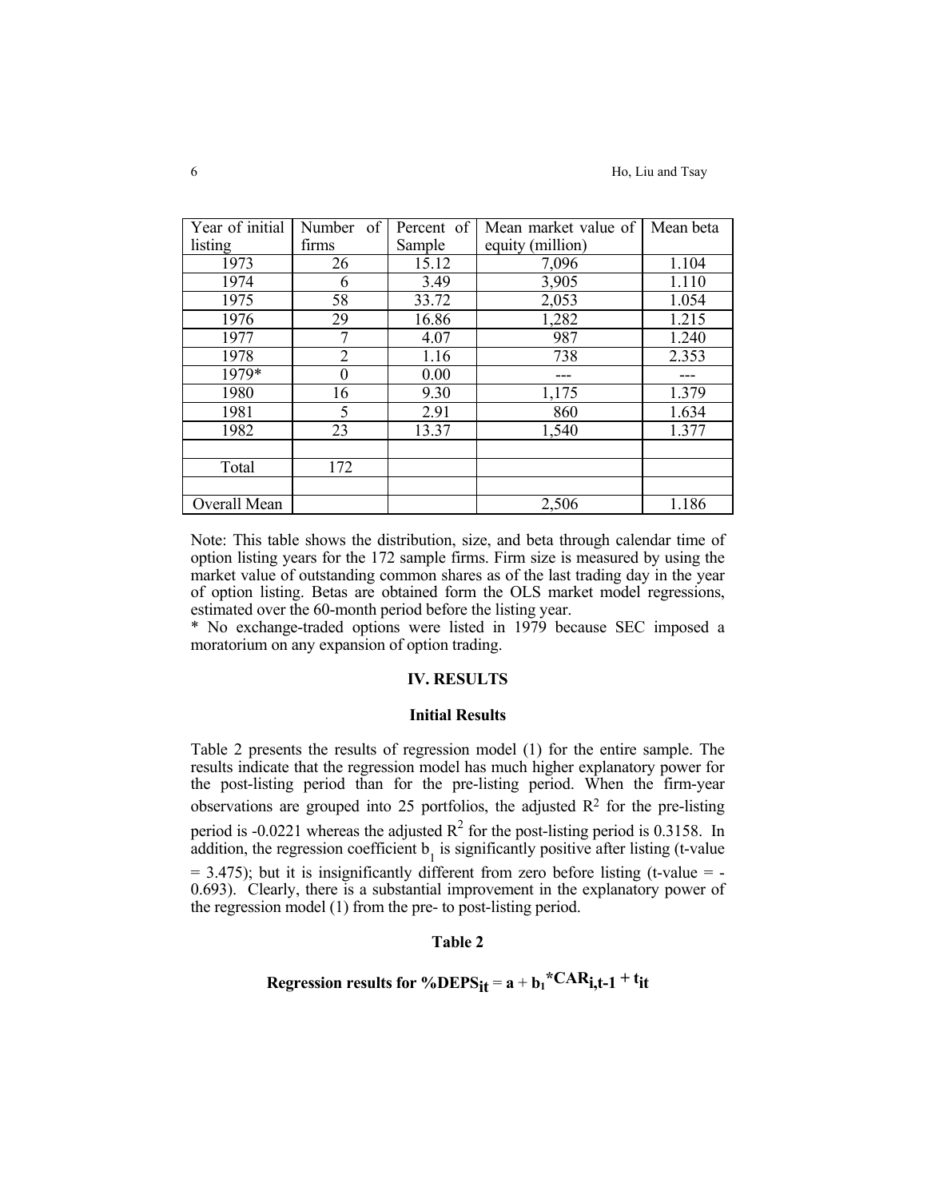| Year of initial listing | Number of firms | Percent of Sample | Mean market value of equity (million) | Mean beta |
|---|---|---|---|---|
| 1973 | 26 | 15.12 | 7,096 | 1.104 |
| 1974 | 6 | 3.49 | 3,905 | 1.110 |
| 1975 | 58 | 33.72 | 2,053 | 1.054 |
| 1976 | 29 | 16.86 | 1,282 | 1.215 |
| 1977 | 7 | 4.07 | 987 | 1.240 |
| 1978 | 2 | 1.16 | 738 | 2.353 |
| 1979* | 0 | 0.00 | --- | --- |
| 1980 | 16 | 9.30 | 1,175 | 1.379 |
| 1981 | 5 | 2.91 | 860 | 1.634 |
| 1982 | 23 | 13.37 | 1,540 | 1.377 |
| | | | | |
| Total | 172 | | | |
| | | | | |
| Overall Mean | | | 2,506 | 1.186 |

Note: This table shows the distribution, size, and beta through calendar time of option listing years for the 172 sample firms. Firm size is measured by using the market value of outstanding common shares as of the last trading day in the year of option listing. Betas are obtained form the OLS market model regressions, estimated over the 60-month period before the listing year.

\* No exchange-traded options were listed in 1979 because SEC imposed a moratorium on any expansion of option trading.

## IV. RESULTS

### Initial Results

Table 2 presents the results of regression model (1) for the entire sample. The results indicate that the regression model has much higher explanatory power for the post-listing period than for the pre-listing period. When the firm-year observations are grouped into 25 portfolios, the adjusted $R^2$ for the pre-listing period is -0.0221 whereas the adjusted $R^2$ for the post-listing period is 0.3158. In addition, the regression coefficient $b_1$ is significantly positive after listing (t-value = 3.475); but it is insignificantly different from zero before listing (t-value = -0.693). Clearly, there is a substantial improvement in the explanatory power of the regression model (1) from the pre- to post-listing period.

### Table 2

**Regression results for $\%DEPS_{it} = a + b_1 * CAR_{i,t-1} + t_{it}$**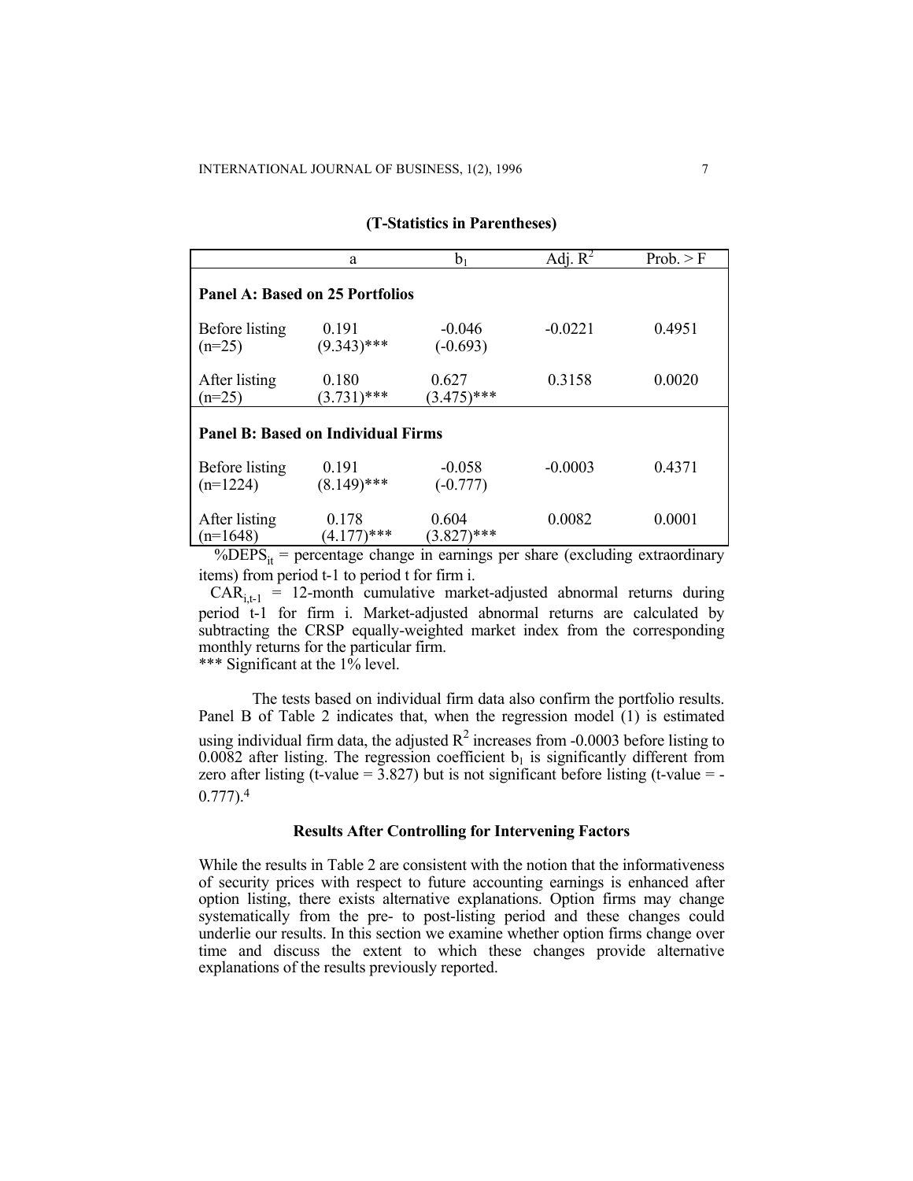**(T-Statistics in Parentheses)**

| | a | $b_1$ | Adj. $R^2$ | Prob. > F |
|---|---|---|---|---|
| **Panel A: Based on 25 Portfolios** | | | | |
| Before listing (n=25) | 0.191 (9.343)*** | -0.046 (-0.693) | -0.0221 | 0.4951 |
| After listing (n=25) | 0.180 (3.731)*** | 0.627 (3.475)*** | 0.3158 | 0.0020 |
| **Panel B: Based on Individual Firms** | | | | |
| Before listing (n=1224) | 0.191 (8.149)*** | -0.058 (-0.777) | -0.0003 | 0.4371 |
| After listing (n=1648) | 0.178 (4.177)*** | 0.604 (3.827)*** | 0.0082 | 0.0001 |

$\%DEPS_{it}$ = percentage change in earnings per share (excluding extraordinary items) from period t-1 to period t for firm i.

$CAR_{i,t-1}$ = 12-month cumulative market-adjusted abnormal returns during period t-1 for firm i. Market-adjusted abnormal returns are calculated by subtracting the CRSP equally-weighted market index from the corresponding monthly returns for the particular firm.

*** Significant at the 1% level.

The tests based on individual firm data also confirm the portfolio results. Panel B of Table 2 indicates that, when the regression model (1) is estimated using individual firm data, the adjusted $R^2$ increases from -0.0003 before listing to 0.0082 after listing. The regression coefficient $b_1$ is significantly different from zero after listing (t-value = 3.827) but is not significant before listing (t-value = -0.777).[4]

### Results After Controlling for Intervening Factors

While the results in Table 2 are consistent with the notion that the informativeness of security prices with respect to future accounting earnings is enhanced after option listing, there exists alternative explanations. Option firms may change systematically from the pre- to post-listing period and these changes could underlie our results. In this section we examine whether option firms change over time and discuss the extent to which these changes provide alternative explanations of the results previously reported.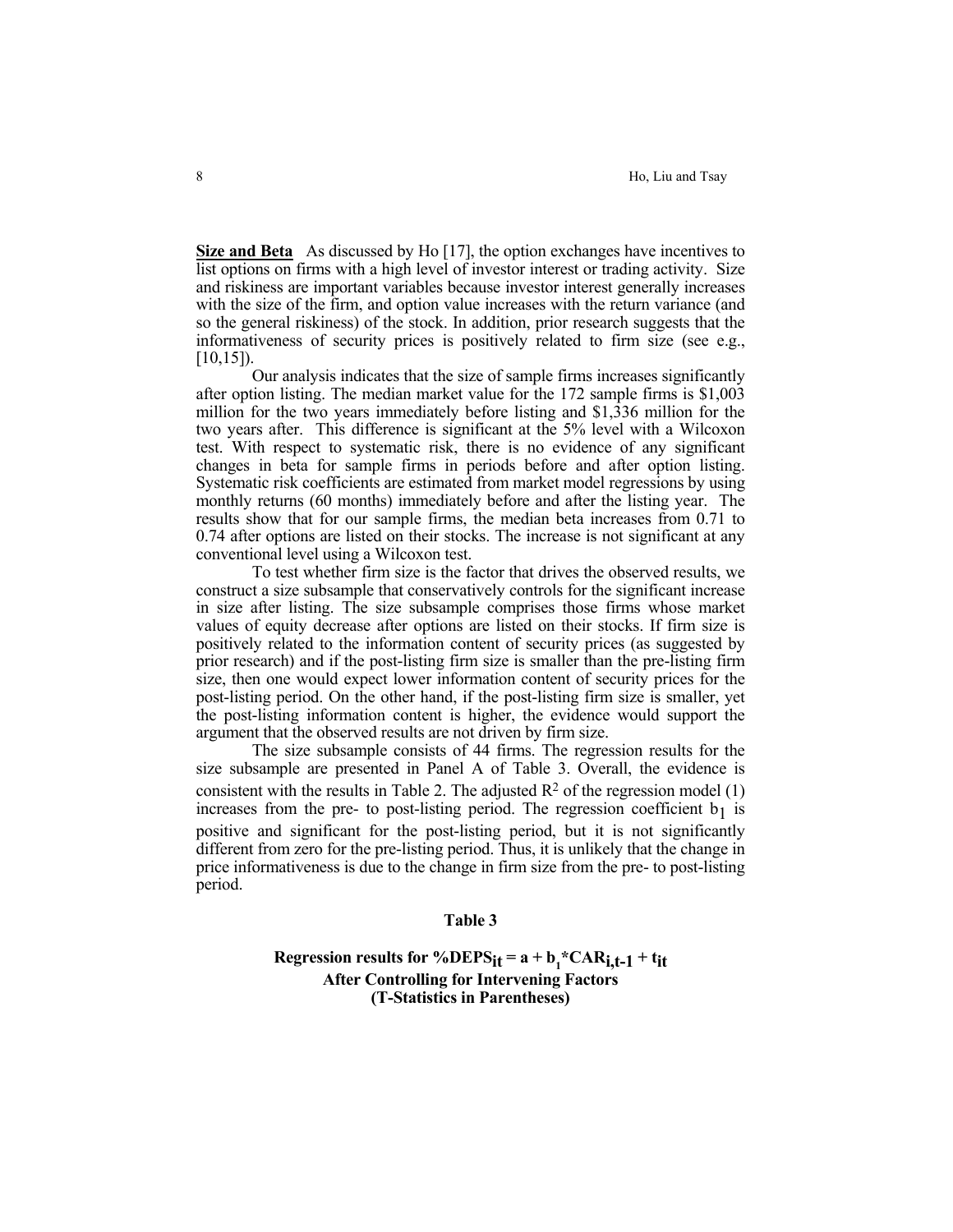**Size and Beta** As discussed by Ho [17], the option exchanges have incentives to list options on firms with a high level of investor interest or trading activity. Size and riskiness are important variables because investor interest generally increases with the size of the firm, and option value increases with the return variance (and so the general riskiness) of the stock. In addition, prior research suggests that the informativeness of security prices is positively related to firm size (see e.g., [10,15]).

Our analysis indicates that the size of sample firms increases significantly after option listing. The median market value for the 172 sample firms is $1,003 million for the two years immediately before listing and $1,336 million for the two years after. This difference is significant at the 5% level with a Wilcoxon test. With respect to systematic risk, there is no evidence of any significant changes in beta for sample firms in periods before and after option listing. Systematic risk coefficients are estimated from market model regressions by using monthly returns (60 months) immediately before and after the listing year. The results show that for our sample firms, the median beta increases from 0.71 to 0.74 after options are listed on their stocks. The increase is not significant at any conventional level using a Wilcoxon test.

To test whether firm size is the factor that drives the observed results, we construct a size subsample that conservatively controls for the significant increase in size after listing. The size subsample comprises those firms whose market values of equity decrease after options are listed on their stocks. If firm size is positively related to the information content of security prices (as suggested by prior research) and if the post-listing firm size is smaller than the pre-listing firm size, then one would expect lower information content of security prices for the post-listing period. On the other hand, if the post-listing firm size is smaller, yet the post-listing information content is higher, the evidence would support the argument that the observed results are not driven by firm size.

The size subsample consists of 44 firms. The regression results for the size subsample are presented in Panel A of Table 3. Overall, the evidence is consistent with the results in Table 2. The adjusted $R^2$ of the regression model (1) increases from the pre- to post-listing period. The regression coefficient $b_1$ is positive and significant for the post-listing period, but it is not significantly different from zero for the pre-listing period. Thus, it is unlikely that the change in price informativeness is due to the change in firm size from the pre- to post-listing period.

**Table 3**

**Regression results for $\%DEPS_{it} = a + b_1 * CAR_{i,t-1} + t_{it}$**
**After Controlling for Intervening Factors**
**(T-Statistics in Parentheses)**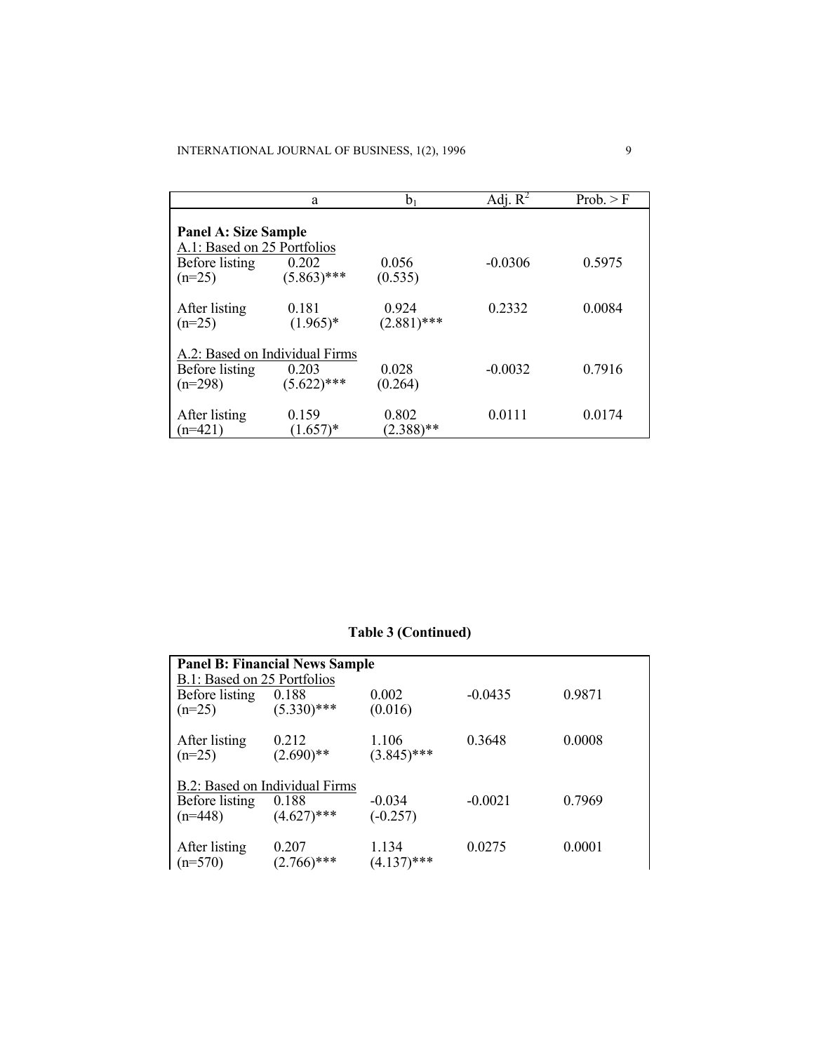| | a | $b_1$ | Adj. $R^2$ | Prob. > F |
|---|---|---|---|---|
| **Panel A: Size Sample** | | | | |
| A.1: Based on 25 Portfolios | | | | |
| Before listing (n=25) | 0.202 (5.863)*** | 0.056 (0.535) | -0.0306 | 0.5975 |
| After listing (n=25) | 0.181 (1.965)* | 0.924 (2.881)*** | 0.2332 | 0.0084 |
| A.2: Based on Individual Firms | | | | |
| Before listing (n=298) | 0.203 (5.622)*** | 0.028 (0.264) | -0.0032 | 0.7916 |
| After listing (n=421) | 0.159 (1.657)* | 0.802 (2.388)** | 0.0111 | 0.0174 |

**Table 3 (Continued)**

| | a | $b_1$ | Adj. $R^2$ | Prob. > F |
|---|---|---|---|---|
| **Panel B: Financial News Sample** | | | | |
| B.1: Based on 25 Portfolios | | | | |
| Before listing (n=25) | 0.188 (5.330)*** | 0.002 (0.016) | -0.0435 | 0.9871 |
| After listing (n=25) | 0.212 (2.690)** | 1.106 (3.845)*** | 0.3648 | 0.0008 |
| B.2: Based on Individual Firms | | | | |
| Before listing (n=448) | 0.188 (4.627)*** | -0.034 (-0.257) | -0.0021 | 0.7969 |
| After listing (n=570) | 0.207 (2.766)*** | 1.134 (4.137)*** | 0.0275 | 0.0001 |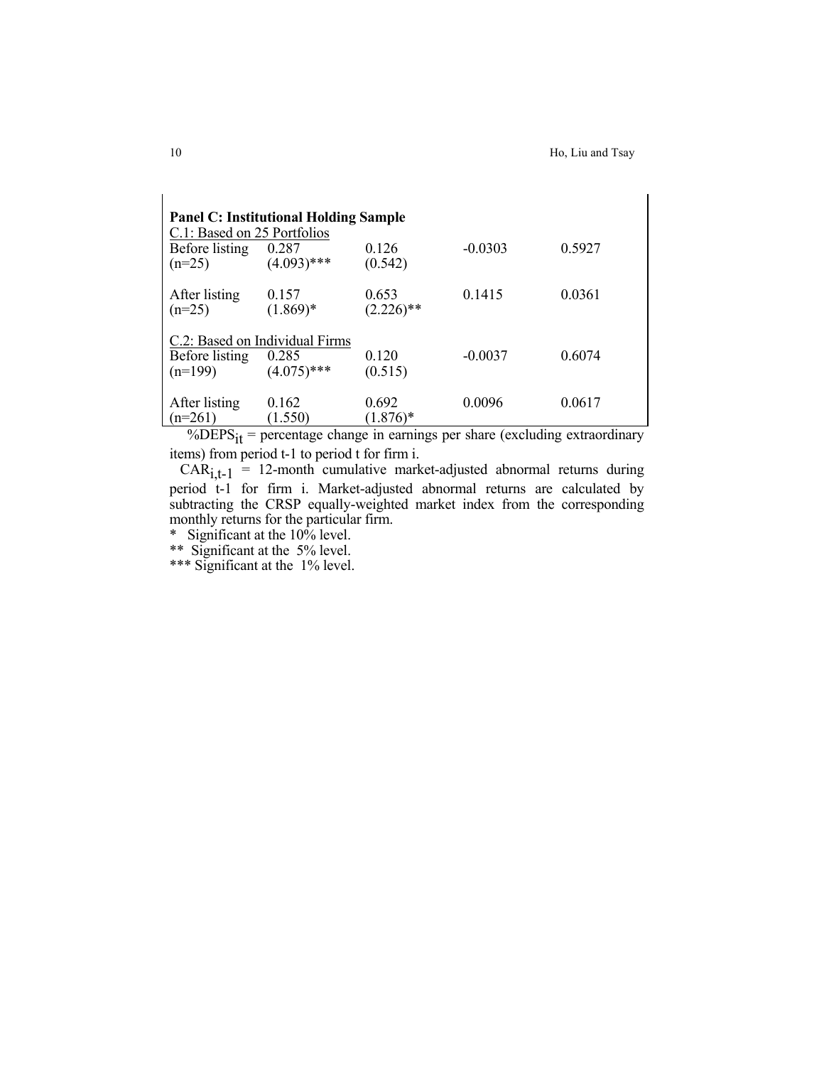| **Panel C: Institutional Holding Sample** | | | | |
|---|---|---|---|---|
| C.1: Based on 25 Portfolios | | | | |
| Before listing (n=25) | 0.287 (4.093)*** | 0.126 (0.542) | -0.0303 | 0.5927 |
| After listing (n=25) | 0.157 (1.869)* | 0.653 (2.226)** | 0.1415 | 0.0361 |
| C.2: Based on Individual Firms | | | | |
| Before listing (n=199) | 0.285 (4.075)*** | 0.120 (0.515) | -0.0037 | 0.6074 |
| After listing (n=261) | 0.162 (1.550) | 0.692 (1.876)* | 0.0096 | 0.0617 |

$\%DEPS_{it}$ = percentage change in earnings per share (excluding extraordinary items) from period t-1 to period t for firm i.

$CAR_{i,t-1}$ = 12-month cumulative market-adjusted abnormal returns during period t-1 for firm i. Market-adjusted abnormal returns are calculated by subtracting the CRSP equally-weighted market index from the corresponding monthly returns for the particular firm.

\* Significant at the 10% level.

\** Significant at the 5% level.

\*** Significant at the 1% level.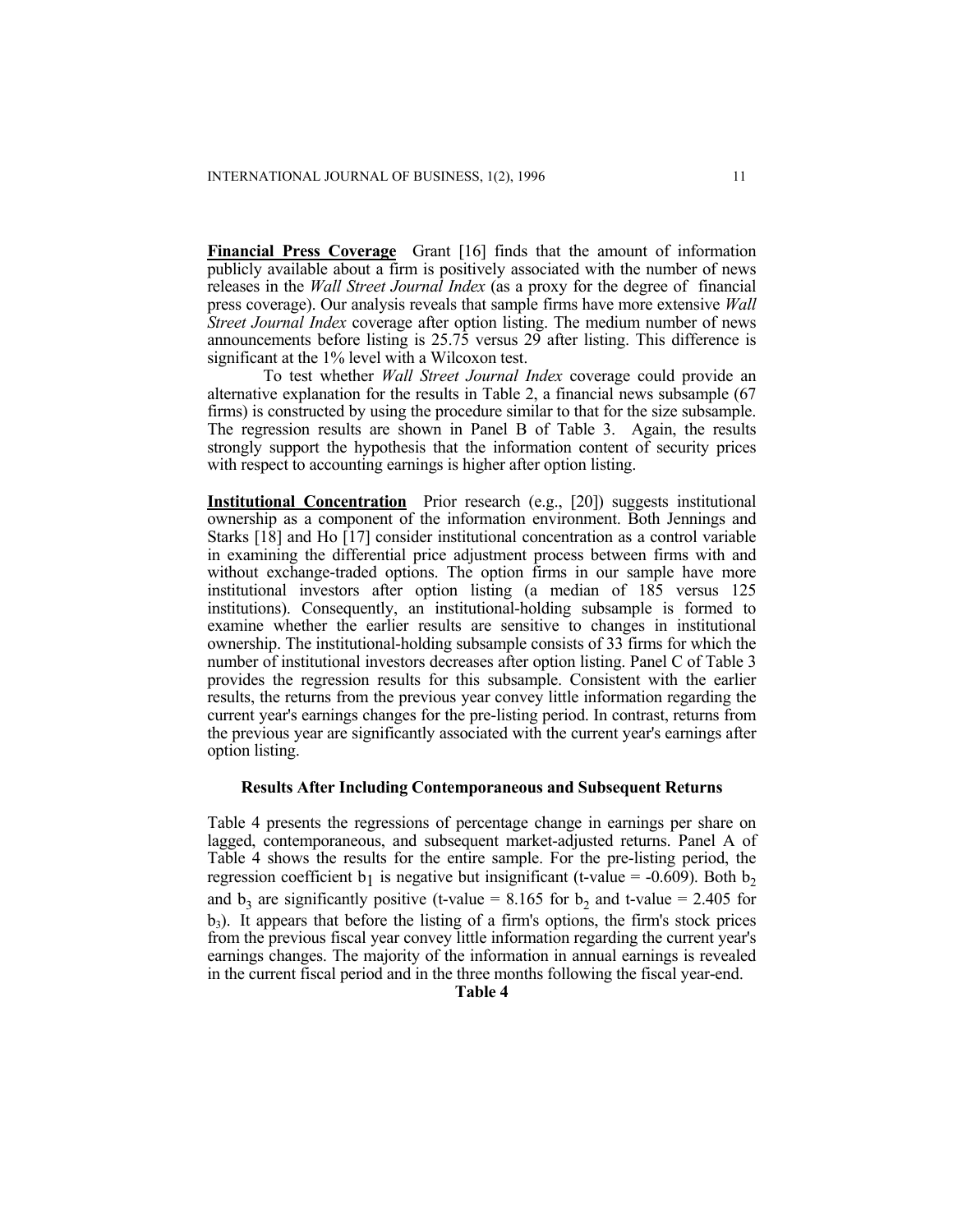**Financial Press Coverage** Grant [16] finds that the amount of information publicly available about a firm is positively associated with the number of news releases in the *Wall Street Journal Index* (as a proxy for the degree of financial press coverage). Our analysis reveals that sample firms have more extensive *Wall Street Journal Index* coverage after option listing. The medium number of news announcements before listing is 25.75 versus 29 after listing. This difference is significant at the 1% level with a Wilcoxon test.

To test whether *Wall Street Journal Index* coverage could provide an alternative explanation for the results in Table 2, a financial news subsample (67 firms) is constructed by using the procedure similar to that for the size subsample. The regression results are shown in Panel B of Table 3. Again, the results strongly support the hypothesis that the information content of security prices with respect to accounting earnings is higher after option listing.

**Institutional Concentration** Prior research (e.g., [20]) suggests institutional ownership as a component of the information environment. Both Jennings and Starks [18] and Ho [17] consider institutional concentration as a control variable in examining the differential price adjustment process between firms with and without exchange-traded options. The option firms in our sample have more institutional investors after option listing (a median of 185 versus 125 institutions). Consequently, an institutional-holding subsample is formed to examine whether the earlier results are sensitive to changes in institutional ownership. The institutional-holding subsample consists of 33 firms for which the number of institutional investors decreases after option listing. Panel C of Table 3 provides the regression results for this subsample. Consistent with the earlier results, the returns from the previous year convey little information regarding the current year's earnings changes for the pre-listing period. In contrast, returns from the previous year are significantly associated with the current year's earnings after option listing.

### Results After Including Contemporaneous and Subsequent Returns

Table 4 presents the regressions of percentage change in earnings per share on lagged, contemporaneous, and subsequent market-adjusted returns. Panel A of Table 4 shows the results for the entire sample. For the pre-listing period, the regression coefficient $b_1$ is negative but insignificant (t-value = -0.609). Both $b_2$ and $b_3$ are significantly positive (t-value = 8.165 for $b_2$ and t-value = 2.405 for $b_3$). It appears that before the listing of a firm's options, the firm's stock prices from the previous fiscal year convey little information regarding the current year's earnings changes. The majority of the information in annual earnings is revealed in the current fiscal period and in the three months following the fiscal year-end.

**Table 4**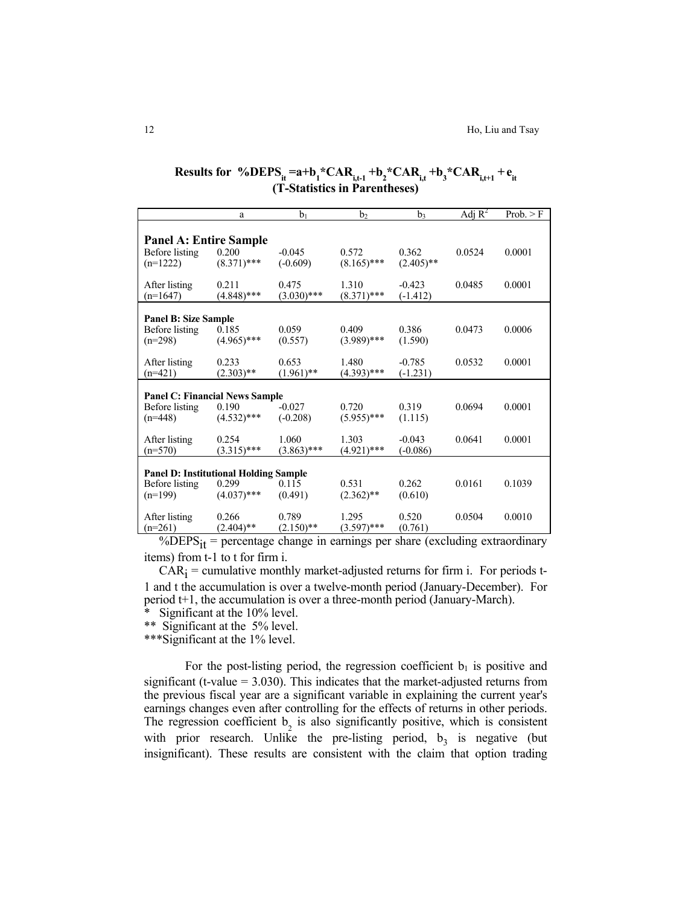**Results for $\%DEPS_{it} = a + b_1 * CAR_{i,t-1} + b_2 * CAR_{i,t} + b_3 * CAR_{i,t+1} + e_{it}$**
**(T-Statistics in Parentheses)**

| | a | $b_1$ | $b_2$ | $b_3$ | Adj $R^2$ | Prob. > F |
|---|---|---|---|---|---|---|
| **Panel A: Entire Sample** | | | | | | |
| Before listing | 0.200 | -0.045 | 0.572 | 0.362 | 0.0524 | 0.0001 |
| (n=1222) | (8.371)*** | (-0.609) | (8.165)*** | (2.405)** | | |
| After listing | 0.211 | 0.475 | 1.310 | -0.423 | 0.0485 | 0.0001 |
| (n=1647) | (4.848)*** | (3.030)*** | (8.371)*** | (-1.412) | | |
| **Panel B: Size Sample** | | | | | | |
| Before listing | 0.185 | 0.059 | 0.409 | 0.386 | 0.0473 | 0.0006 |
| (n=298) | (4.965)*** | (0.557) | (3.989)*** | (1.590) | | |
| After listing | 0.233 | 0.653 | 1.480 | -0.785 | 0.0532 | 0.0001 |
| (n=421) | (2.303)** | (1.961)** | (4.393)*** | (-1.231) | | |
| **Panel C: Financial News Sample** | | | | | | |
| Before listing | 0.190 | -0.027 | 0.720 | 0.319 | 0.0694 | 0.0001 |
| (n=448) | (4.532)*** | (-0.208) | (5.955)*** | (1.115) | | |
| After listing | 0.254 | 1.060 | 1.303 | -0.043 | 0.0641 | 0.0001 |
| (n=570) | (3.315)*** | (3.863)*** | (4.921)*** | (-0.086) | | |
| **Panel D: Institutional Holding Sample** | | | | | | |
| Before listing | 0.299 | 0.115 | 0.531 | 0.262 | 0.0161 | 0.1039 |
| (n=199) | (4.037)*** | (0.491) | (2.362)** | (0.610) | | |
| After listing | 0.266 | 0.789 | 1.295 | 0.520 | 0.0504 | 0.0010 |
| (n=261) | (2.404)** | (2.150)** | (3.597)*** | (0.761) | | |

$\%DEPS_{it}$ = percentage change in earnings per share (excluding extraordinary items) from t-1 to t for firm i.

$CAR_i$ = cumulative monthly market-adjusted returns for firm i. For periods t-1 and t the accumulation is over a twelve-month period (January-December). For period t+1, the accumulation is over a three-month period (January-March).

\* Significant at the 10% level.

** Significant at the 5% level.

***Significant at the 1% level.

For the post-listing period, the regression coefficient $b_1$ is positive and significant (t-value = 3.030). This indicates that the market-adjusted returns from the previous fiscal year are a significant variable in explaining the current year's earnings changes even after controlling for the effects of returns in other periods. The regression coefficient $b_2$ is also significantly positive, which is consistent with prior research. Unlike the pre-listing period, $b_3$ is negative (but insignificant). These results are consistent with the claim that option trading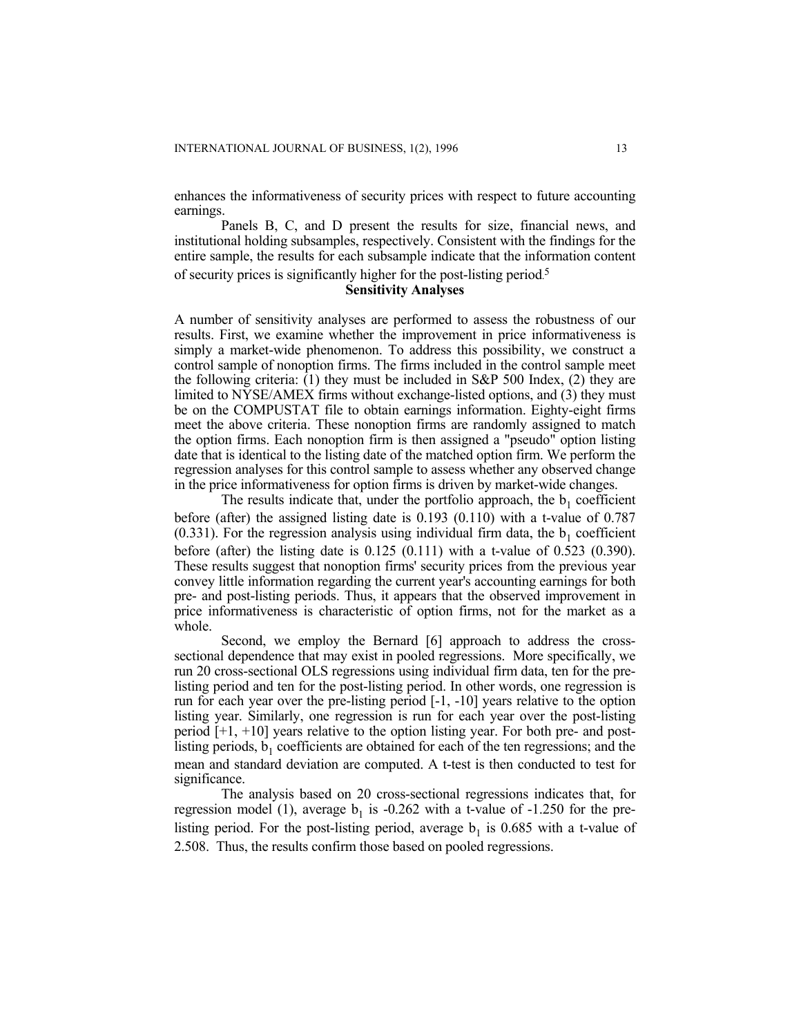enhances the informativeness of security prices with respect to future accounting earnings.

Panels B, C, and D present the results for size, financial news, and institutional holding subsamples, respectively. Consistent with the findings for the entire sample, the results for each subsample indicate that the information content of security prices is significantly higher for the post-listing period.[5]

## Sensitivity Analyses

A number of sensitivity analyses are performed to assess the robustness of our results. First, we examine whether the improvement in price informativeness is simply a market-wide phenomenon. To address this possibility, we construct a control sample of nonoption firms. The firms included in the control sample meet the following criteria: (1) they must be included in S&P 500 Index, (2) they are limited to NYSE/AMEX firms without exchange-listed options, and (3) they must be on the COMPUSTAT file to obtain earnings information. Eighty-eight firms meet the above criteria. These nonoption firms are randomly assigned to match the option firms. Each nonoption firm is then assigned a "pseudo" option listing date that is identical to the listing date of the matched option firm. We perform the regression analyses for this control sample to assess whether any observed change in the price informativeness for option firms is driven by market-wide changes.

The results indicate that, under the portfolio approach, the $b_1$ coefficient before (after) the assigned listing date is 0.193 (0.110) with a t-value of 0.787 (0.331). For the regression analysis using individual firm data, the $b_1$ coefficient before (after) the listing date is 0.125 (0.111) with a t-value of 0.523 (0.390). These results suggest that nonoption firms' security prices from the previous year convey little information regarding the current year's accounting earnings for both pre- and post-listing periods. Thus, it appears that the observed improvement in price informativeness is characteristic of option firms, not for the market as a whole.

Second, we employ the Bernard [6] approach to address the cross-sectional dependence that may exist in pooled regressions. More specifically, we run 20 cross-sectional OLS regressions using individual firm data, ten for the pre-listing period and ten for the post-listing period. In other words, one regression is run for each year over the pre-listing period [-1, -10] years relative to the option listing year. Similarly, one regression is run for each year over the post-listing period [+1, +10] years relative to the option listing year. For both pre- and post-listing periods, $b_1$ coefficients are obtained for each of the ten regressions; and the mean and standard deviation are computed. A t-test is then conducted to test for significance.

The analysis based on 20 cross-sectional regressions indicates that, for regression model (1), average $b_1$ is -0.262 with a t-value of -1.250 for the pre-listing period. For the post-listing period, average $b_1$ is 0.685 with a t-value of 2.508. Thus, the results confirm those based on pooled regressions.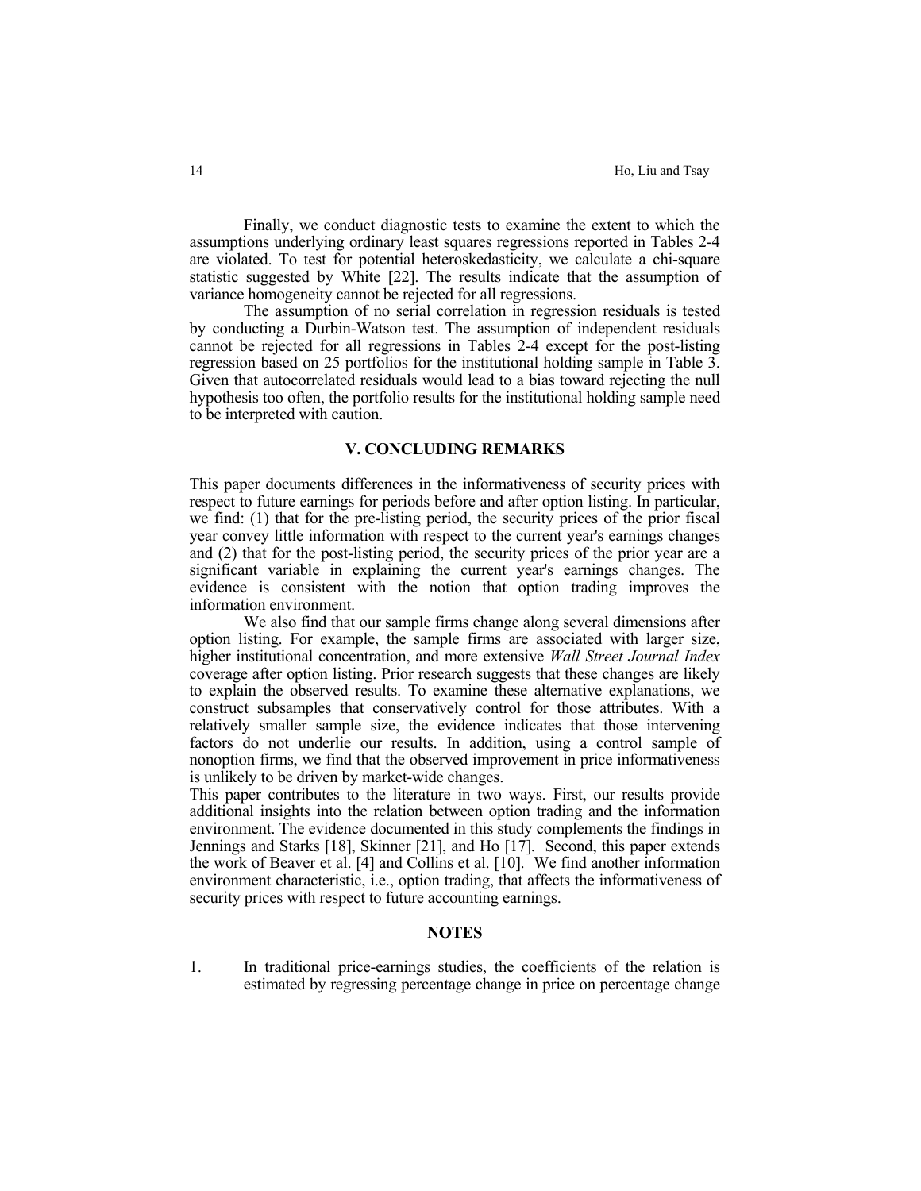Finally, we conduct diagnostic tests to examine the extent to which the assumptions underlying ordinary least squares regressions reported in Tables 2-4 are violated. To test for potential heteroskedasticity, we calculate a chi-square statistic suggested by White [22]. The results indicate that the assumption of variance homogeneity cannot be rejected for all regressions.

The assumption of no serial correlation in regression residuals is tested by conducting a Durbin-Watson test. The assumption of independent residuals cannot be rejected for all regressions in Tables 2-4 except for the post-listing regression based on 25 portfolios for the institutional holding sample in Table 3. Given that autocorrelated residuals would lead to a bias toward rejecting the null hypothesis too often, the portfolio results for the institutional holding sample need to be interpreted with caution.

## V. CONCLUDING REMARKS

This paper documents differences in the informativeness of security prices with respect to future earnings for periods before and after option listing. In particular, we find: (1) that for the pre-listing period, the security prices of the prior fiscal year convey little information with respect to the current year's earnings changes and (2) that for the post-listing period, the security prices of the prior year are a significant variable in explaining the current year's earnings changes. The evidence is consistent with the notion that option trading improves the information environment.

We also find that our sample firms change along several dimensions after option listing. For example, the sample firms are associated with larger size, higher institutional concentration, and more extensive *Wall Street Journal Index* coverage after option listing. Prior research suggests that these changes are likely to explain the observed results. To examine these alternative explanations, we construct subsamples that conservatively control for those attributes. With a relatively smaller sample size, the evidence indicates that those intervening factors do not underlie our results. In addition, using a control sample of nonoption firms, we find that the observed improvement in price informativeness is unlikely to be driven by market-wide changes.

This paper contributes to the literature in two ways. First, our results provide additional insights into the relation between option trading and the information environment. The evidence documented in this study complements the findings in Jennings and Starks [18], Skinner [21], and Ho [17]. Second, this paper extends the work of Beaver et al. [4] and Collins et al. [10]. We find another information environment characteristic, i.e., option trading, that affects the informativeness of security prices with respect to future accounting earnings.

## NOTES

1. In traditional price-earnings studies, the coefficients of the relation is estimated by regressing percentage change in price on percentage change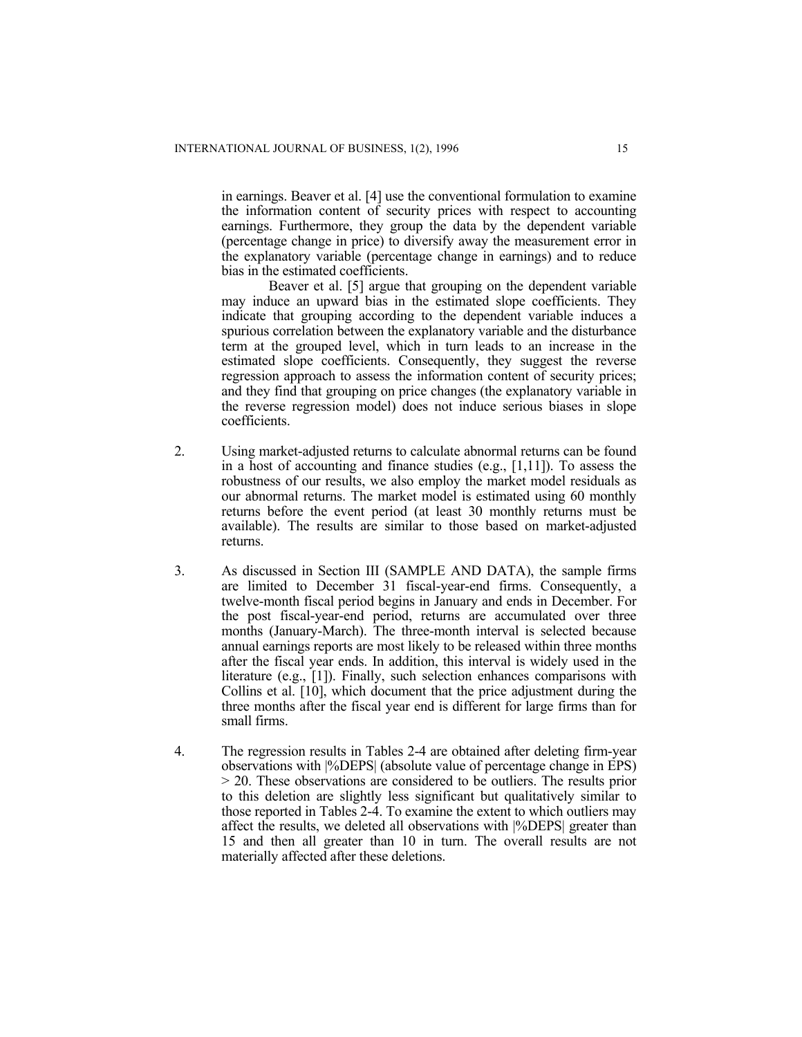in earnings. Beaver et al. [4] use the conventional formulation to examine the information content of security prices with respect to accounting earnings. Furthermore, they group the data by the dependent variable (percentage change in price) to diversify away the measurement error in the explanatory variable (percentage change in earnings) and to reduce bias in the estimated coefficients.

Beaver et al. [5] argue that grouping on the dependent variable may induce an upward bias in the estimated slope coefficients. They indicate that grouping according to the dependent variable induces a spurious correlation between the explanatory variable and the disturbance term at the grouped level, which in turn leads to an increase in the estimated slope coefficients. Consequently, they suggest the reverse regression approach to assess the information content of security prices; and they find that grouping on price changes (the explanatory variable in the reverse regression model) does not induce serious biases in slope coefficients.

2. Using market-adjusted returns to calculate abnormal returns can be found in a host of accounting and finance studies (e.g., [1,11]). To assess the robustness of our results, we also employ the market model residuals as our abnormal returns. The market model is estimated using 60 monthly returns before the event period (at least 30 monthly returns must be available). The results are similar to those based on market-adjusted returns.

3. As discussed in Section III (SAMPLE AND DATA), the sample firms are limited to December 31 fiscal-year-end firms. Consequently, a twelve-month fiscal period begins in January and ends in December. For the post fiscal-year-end period, returns are accumulated over three months (January-March). The three-month interval is selected because annual earnings reports are most likely to be released within three months after the fiscal year ends. In addition, this interval is widely used in the literature (e.g., [1]). Finally, such selection enhances comparisons with Collins et al. [10], which document that the price adjustment during the three months after the fiscal year end is different for large firms than for small firms.

4. The regression results in Tables 2-4 are obtained after deleting firm-year observations with |%DEPS| (absolute value of percentage change in EPS) > 20. These observations are considered to be outliers. The results prior to this deletion are slightly less significant but qualitatively similar to those reported in Tables 2-4. To examine the extent to which outliers may affect the results, we deleted all observations with |%DEPS| greater than 15 and then all greater than 10 in turn. The overall results are not materially affected after these deletions.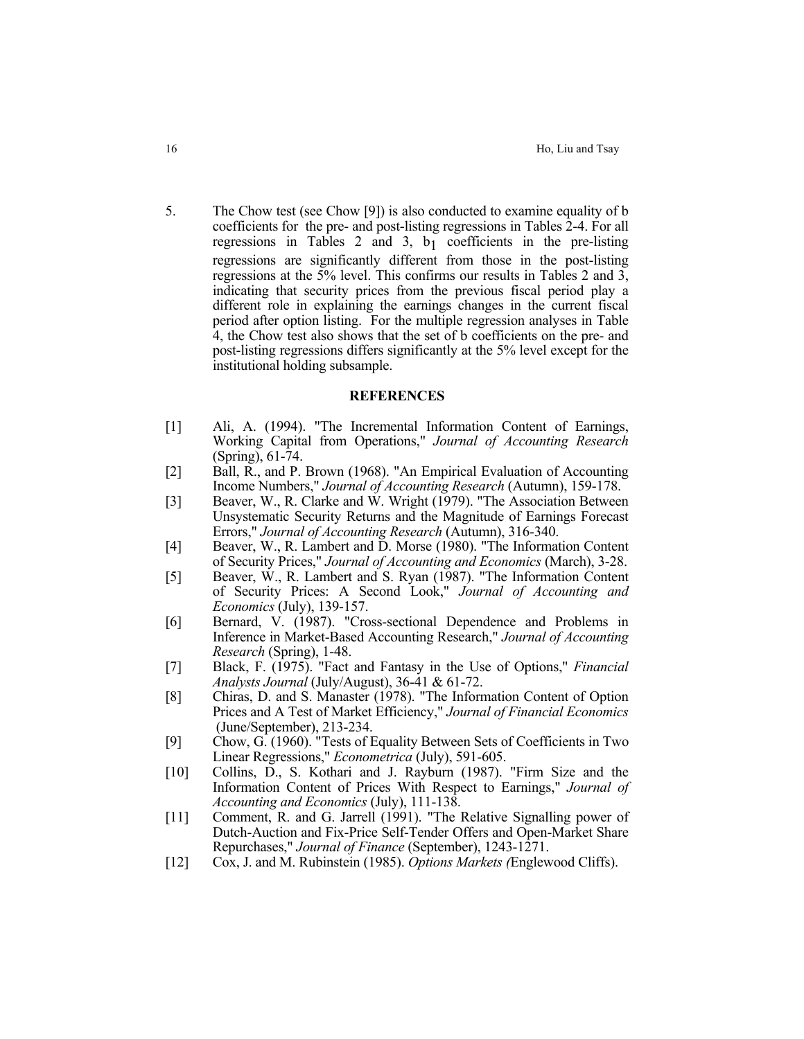5. The Chow test (see Chow [9]) is also conducted to examine equality of b coefficients for the pre- and post-listing regressions in Tables 2-4. For all regressions in Tables 2 and 3, $b_1$ coefficients in the pre-listing regressions are significantly different from those in the post-listing regressions at the 5% level. This confirms our results in Tables 2 and 3, indicating that security prices from the previous fiscal period play a different role in explaining the earnings changes in the current fiscal period after option listing. For the multiple regression analyses in Table 4, the Chow test also shows that the set of b coefficients on the pre- and post-listing regressions differs significantly at the 5% level except for the institutional holding subsample.

## REFERENCES

[1] Ali, A. (1994). "The Incremental Information Content of Earnings, Working Capital from Operations," *Journal of Accounting Research* (Spring), 61-74.

[2] Ball, R., and P. Brown (1968). "An Empirical Evaluation of Accounting Income Numbers," *Journal of Accounting Research* (Autumn), 159-178.

[3] Beaver, W., R. Clarke and W. Wright (1979). "The Association Between Unsystematic Security Returns and the Magnitude of Earnings Forecast Errors," *Journal of Accounting Research* (Autumn), 316-340.

[4] Beaver, W., R. Lambert and D. Morse (1980). "The Information Content of Security Prices," *Journal of Accounting and Economics* (March), 3-28.

[5] Beaver, W., R. Lambert and S. Ryan (1987). "The Information Content of Security Prices: A Second Look," *Journal of Accounting and Economics* (July), 139-157.

[6] Bernard, V. (1987). "Cross-sectional Dependence and Problems in Inference in Market-Based Accounting Research," *Journal of Accounting Research* (Spring), 1-48.

[7] Black, F. (1975). "Fact and Fantasy in the Use of Options," *Financial Analysts Journal* (July/August), 36-41 & 61-72.

[8] Chiras, D. and S. Manaster (1978). "The Information Content of Option Prices and A Test of Market Efficiency," *Journal of Financial Economics* (June/September), 213-234.

[9] Chow, G. (1960). "Tests of Equality Between Sets of Coefficients in Two Linear Regressions," *Econometrica* (July), 591-605.

[10] Collins, D., S. Kothari and J. Rayburn (1987). "Firm Size and the Information Content of Prices With Respect to Earnings," *Journal of Accounting and Economics* (July), 111-138.

[11] Comment, R. and G. Jarrell (1991). "The Relative Signalling power of Dutch-Auction and Fix-Price Self-Tender Offers and Open-Market Share Repurchases," *Journal of Finance* (September), 1243-1271.

[12] Cox, J. and M. Rubinstein (1985). *Options Markets (*Englewood Cliffs).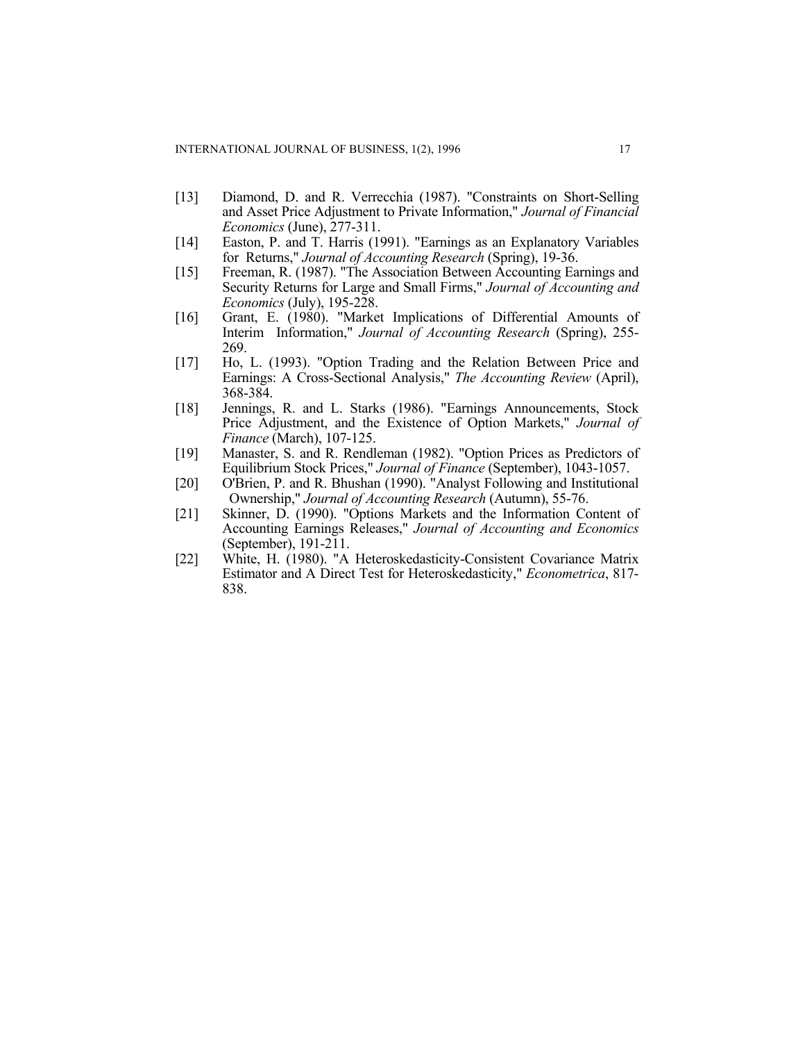[13] Diamond, D. and R. Verrecchia (1987). "Constraints on Short-Selling and Asset Price Adjustment to Private Information," *Journal of Financial Economics* (June), 277-311.

[14] Easton, P. and T. Harris (1991). "Earnings as an Explanatory Variables for Returns," *Journal of Accounting Research* (Spring), 19-36.

[15] Freeman, R. (1987). "The Association Between Accounting Earnings and Security Returns for Large and Small Firms," *Journal of Accounting and Economics* (July), 195-228.

[16] Grant, E. (1980). "Market Implications of Differential Amounts of Interim Information," *Journal of Accounting Research* (Spring), 255-269.

[17] Ho, L. (1993). "Option Trading and the Relation Between Price and Earnings: A Cross-Sectional Analysis," *The Accounting Review* (April), 368-384.

[18] Jennings, R. and L. Starks (1986). "Earnings Announcements, Stock Price Adjustment, and the Existence of Option Markets," *Journal of Finance* (March), 107-125.

[19] Manaster, S. and R. Rendleman (1982). "Option Prices as Predictors of Equilibrium Stock Prices," *Journal of Finance* (September), 1043-1057.

[20] O'Brien, P. and R. Bhushan (1990). "Analyst Following and Institutional Ownership," *Journal of Accounting Research* (Autumn), 55-76.

[21] Skinner, D. (1990). "Options Markets and the Information Content of Accounting Earnings Releases," *Journal of Accounting and Economics* (September), 191-211.

[22] White, H. (1980). "A Heteroskedasticity-Consistent Covariance Matrix Estimator and A Direct Test for Heteroskedasticity," *Econometrica*, 817-838.